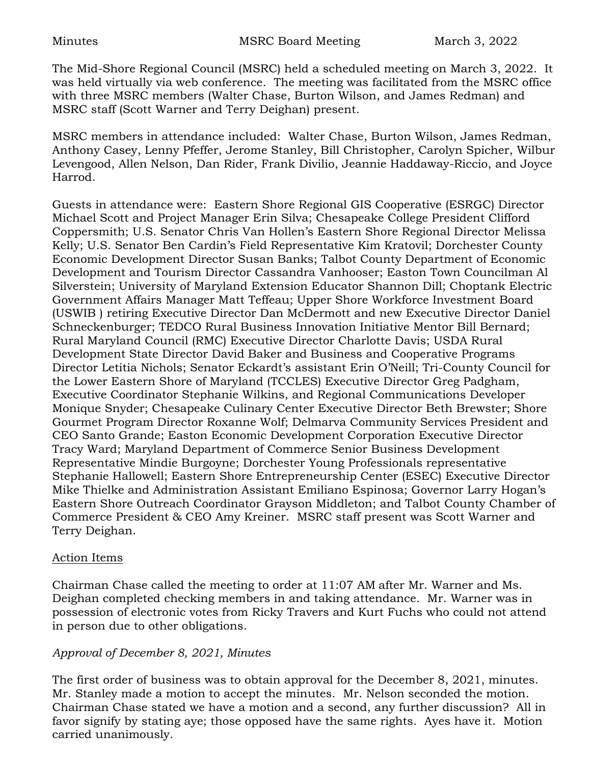The Mid-Shore Regional Council (MSRC) held a scheduled meeting on March 3, 2022. It was held virtually via web conference. The meeting was facilitated from the MSRC office with three MSRC members (Walter Chase, Burton Wilson, and James Redman) and MSRC staff (Scott Warner and Terry Deighan) present.

MSRC members in attendance included: Walter Chase, Burton Wilson, James Redman, Anthony Casey, Lenny Pfeffer, Jerome Stanley, Bill Christopher, Carolyn Spicher, Wilbur Levengood, Allen Nelson, Dan Rider, Frank Divilio, Jeannie Haddaway-Riccio, and Joyce Harrod.

Guests in attendance were: Eastern Shore Regional GIS Cooperative (ESRGC) Director Michael Scott and Project Manager Erin Silva; Chesapeake College President Clifford Coppersmith; U.S. Senator Chris Van Hollen's Eastern Shore Regional Director Melissa Kelly; U.S. Senator Ben Cardin's Field Representative Kim Kratovil; Dorchester County Economic Development Director Susan Banks; Talbot County Department of Economic Development and Tourism Director Cassandra Vanhooser; Easton Town Councilman Al Silverstein; University of Maryland Extension Educator Shannon Dill; Choptank Electric Government Affairs Manager Matt Teffeau; Upper Shore Workforce Investment Board (USWIB ) retiring Executive Director Dan McDermott and new Executive Director Daniel Schneckenburger; TEDCO Rural Business Innovation Initiative Mentor Bill Bernard; Rural Maryland Council (RMC) Executive Director Charlotte Davis; USDA Rural Development State Director David Baker and Business and Cooperative Programs Director Letitia Nichols; Senator Eckardt's assistant Erin O'Neill; Tri-County Council for the Lower Eastern Shore of Maryland (TCCLES) Executive Director Greg Padgham, Executive Coordinator Stephanie Wilkins, and Regional Communications Developer Monique Snyder; Chesapeake Culinary Center Executive Director Beth Brewster; Shore Gourmet Program Director Roxanne Wolf; Delmarva Community Services President and CEO Santo Grande; Easton Economic Development Corporation Executive Director Tracy Ward; Maryland Department of Commerce Senior Business Development Representative Mindie Burgoyne; Dorchester Young Professionals representative Stephanie Hallowell; Eastern Shore Entrepreneurship Center (ESEC) Executive Director Mike Thielke and Administration Assistant Emiliano Espinosa; Governor Larry Hogan's Eastern Shore Outreach Coordinator Grayson Middleton; and Talbot County Chamber of Commerce President & CEO Amy Kreiner. MSRC staff present was Scott Warner and Terry Deighan.

## Action Items

Chairman Chase called the meeting to order at 11:07 AM after Mr. Warner and Ms. Deighan completed checking members in and taking attendance. Mr. Warner was in possession of electronic votes from Ricky Travers and Kurt Fuchs who could not attend in person due to other obligations.

### *Approval of December 8, 2021, Minutes*

The first order of business was to obtain approval for the December 8, 2021, minutes. Mr. Stanley made a motion to accept the minutes. Mr. Nelson seconded the motion. Chairman Chase stated we have a motion and a second, any further discussion? All in favor signify by stating aye; those opposed have the same rights. Ayes have it. Motion carried unanimously.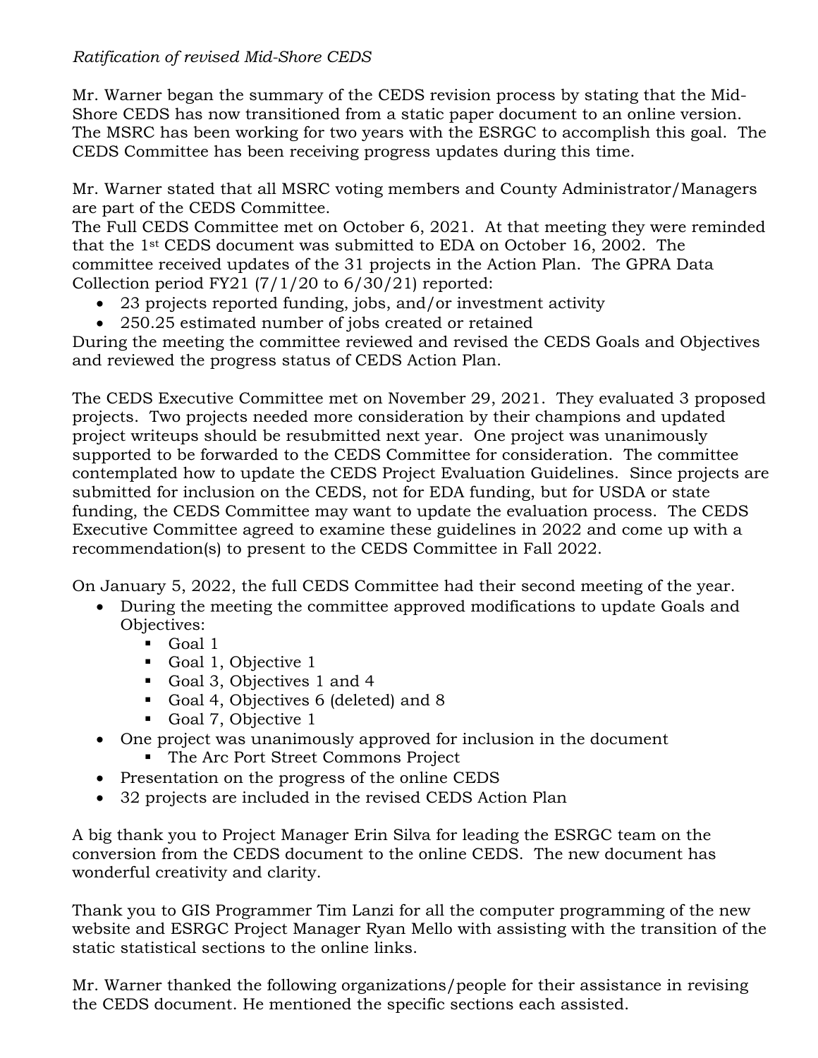*Ratification of revised Mid-Shore CEDS*

Mr. Warner began the summary of the CEDS revision process by stating that the Mid-Shore CEDS has now transitioned from a static paper document to an online version. The MSRC has been working for two years with the ESRGC to accomplish this goal. The CEDS Committee has been receiving progress updates during this time.

Mr. Warner stated that all MSRC voting members and County Administrator/Managers are part of the CEDS Committee.

The Full CEDS Committee met on October 6, 2021. At that meeting they were reminded that the 1st CEDS document was submitted to EDA on October 16, 2002. The committee received updates of the 31 projects in the Action Plan. The GPRA Data Collection period FY21 (7/1/20 to 6/30/21) reported:

- 23 projects reported funding, jobs, and/or investment activity
- 250.25 estimated number of jobs created or retained

During the meeting the committee reviewed and revised the CEDS Goals and Objectives and reviewed the progress status of CEDS Action Plan.

The CEDS Executive Committee met on November 29, 2021. They evaluated 3 proposed projects. Two projects needed more consideration by their champions and updated project writeups should be resubmitted next year. One project was unanimously supported to be forwarded to the CEDS Committee for consideration. The committee contemplated how to update the CEDS Project Evaluation Guidelines. Since projects are submitted for inclusion on the CEDS, not for EDA funding, but for USDA or state funding, the CEDS Committee may want to update the evaluation process. The CEDS Executive Committee agreed to examine these guidelines in 2022 and come up with a recommendation(s) to present to the CEDS Committee in Fall 2022.

On January 5, 2022, the full CEDS Committee had their second meeting of the year.

- During the meeting the committee approved modifications to update Goals and Objectives:
  - Goal 1
  - Goal 1, Objective 1
  - Goal 3, Objectives 1 and 4
  - Goal 4, Objectives 6 (deleted) and 8
  - Goal 7, Objective 1
- One project was unanimously approved for inclusion in the document
  - The Arc Port Street Commons Project
- Presentation on the progress of the online CEDS
- 32 projects are included in the revised CEDS Action Plan

A big thank you to Project Manager Erin Silva for leading the ESRGC team on the conversion from the CEDS document to the online CEDS. The new document has wonderful creativity and clarity.

Thank you to GIS Programmer Tim Lanzi for all the computer programming of the new website and ESRGC Project Manager Ryan Mello with assisting with the transition of the static statistical sections to the online links.

Mr. Warner thanked the following organizations/people for their assistance in revising the CEDS document. He mentioned the specific sections each assisted.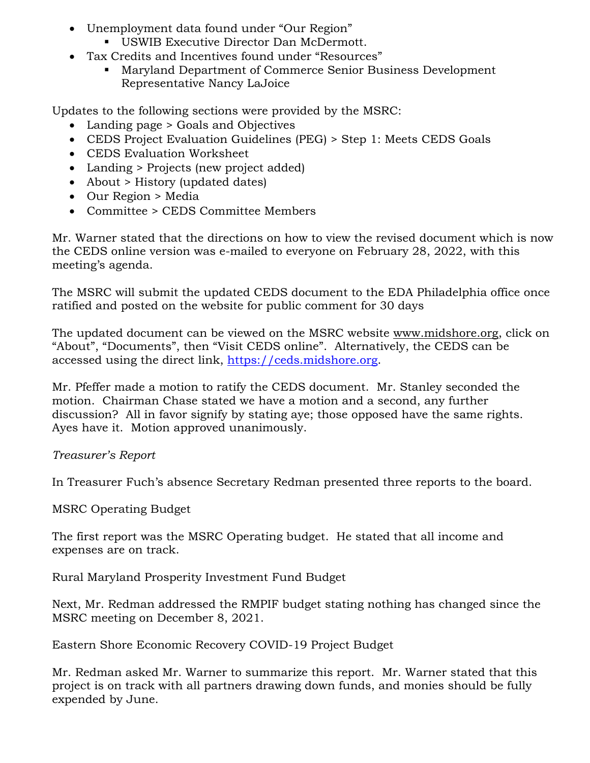- Unemployment data found under "Our Region"
  - USWIB Executive Director Dan McDermott.
- Tax Credits and Incentives found under "Resources"
  - Maryland Department of Commerce Senior Business Development Representative Nancy LaJoice

Updates to the following sections were provided by the MSRC:

- Landing page > Goals and Objectives
- CEDS Project Evaluation Guidelines (PEG) > Step 1: Meets CEDS Goals
- CEDS Evaluation Worksheet
- Landing > Projects (new project added)
- About > History (updated dates)
- Our Region > Media
- Committee > CEDS Committee Members

Mr. Warner stated that the directions on how to view the revised document which is now the CEDS online version was e-mailed to everyone on February 28, 2022, with this meeting's agenda.

The MSRC will submit the updated CEDS document to the EDA Philadelphia office once ratified and posted on the website for public comment for 30 days

The updated document can be viewed on the MSRC website www.midshore.org, click on "About", "Documents", then "Visit CEDS online". Alternatively, the CEDS can be accessed using the direct link, https://ceds.midshore.org.

Mr. Pfeffer made a motion to ratify the CEDS document. Mr. Stanley seconded the motion. Chairman Chase stated we have a motion and a second, any further discussion? All in favor signify by stating aye; those opposed have the same rights. Ayes have it. Motion approved unanimously.

*Treasurer's Report*

In Treasurer Fuch's absence Secretary Redman presented three reports to the board.

MSRC Operating Budget

The first report was the MSRC Operating budget. He stated that all income and expenses are on track.

Rural Maryland Prosperity Investment Fund Budget

Next, Mr. Redman addressed the RMPIF budget stating nothing has changed since the MSRC meeting on December 8, 2021.

Eastern Shore Economic Recovery COVID-19 Project Budget

Mr. Redman asked Mr. Warner to summarize this report. Mr. Warner stated that this project is on track with all partners drawing down funds, and monies should be fully expended by June.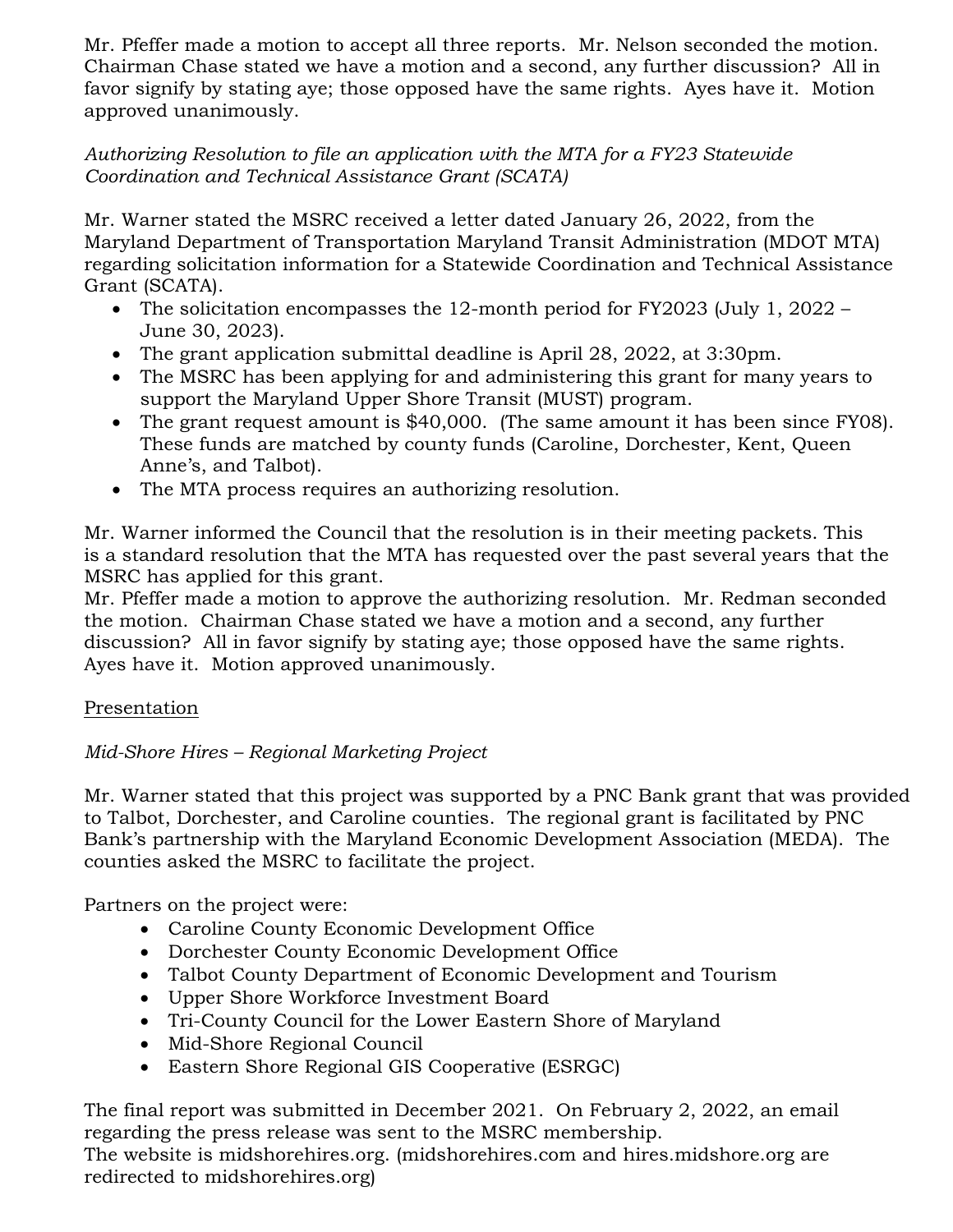Mr. Pfeffer made a motion to accept all three reports. Mr. Nelson seconded the motion. Chairman Chase stated we have a motion and a second, any further discussion? All in favor signify by stating aye; those opposed have the same rights. Ayes have it. Motion approved unanimously.

*Authorizing Resolution to file an application with the MTA for a FY23 Statewide Coordination and Technical Assistance Grant (SCATA)*

Mr. Warner stated the MSRC received a letter dated January 26, 2022, from the Maryland Department of Transportation Maryland Transit Administration (MDOT MTA) regarding solicitation information for a Statewide Coordination and Technical Assistance Grant (SCATA).

- The solicitation encompasses the 12-month period for FY2023 (July 1, 2022 – June 30, 2023).
- The grant application submittal deadline is April 28, 2022, at 3:30pm.
- The MSRC has been applying for and administering this grant for many years to support the Maryland Upper Shore Transit (MUST) program.
- The grant request amount is $40,000. (The same amount it has been since FY08). These funds are matched by county funds (Caroline, Dorchester, Kent, Queen Anne's, and Talbot).
- The MTA process requires an authorizing resolution.

Mr. Warner informed the Council that the resolution is in their meeting packets. This is a standard resolution that the MTA has requested over the past several years that the MSRC has applied for this grant.
Mr. Pfeffer made a motion to approve the authorizing resolution. Mr. Redman seconded the motion. Chairman Chase stated we have a motion and a second, any further discussion? All in favor signify by stating aye; those opposed have the same rights. Ayes have it. Motion approved unanimously.

<u>Presentation</u>

*Mid-Shore Hires – Regional Marketing Project*

Mr. Warner stated that this project was supported by a PNC Bank grant that was provided to Talbot, Dorchester, and Caroline counties. The regional grant is facilitated by PNC Bank's partnership with the Maryland Economic Development Association (MEDA). The counties asked the MSRC to facilitate the project.

Partners on the project were:

- Caroline County Economic Development Office
- Dorchester County Economic Development Office
- Talbot County Department of Economic Development and Tourism
- Upper Shore Workforce Investment Board
- Tri-County Council for the Lower Eastern Shore of Maryland
- Mid-Shore Regional Council
- Eastern Shore Regional GIS Cooperative (ESRGC)

The final report was submitted in December 2021. On February 2, 2022, an email regarding the press release was sent to the MSRC membership.
The website is midshorehires.org. (midshorehires.com and hires.midshore.org are redirected to midshorehires.org)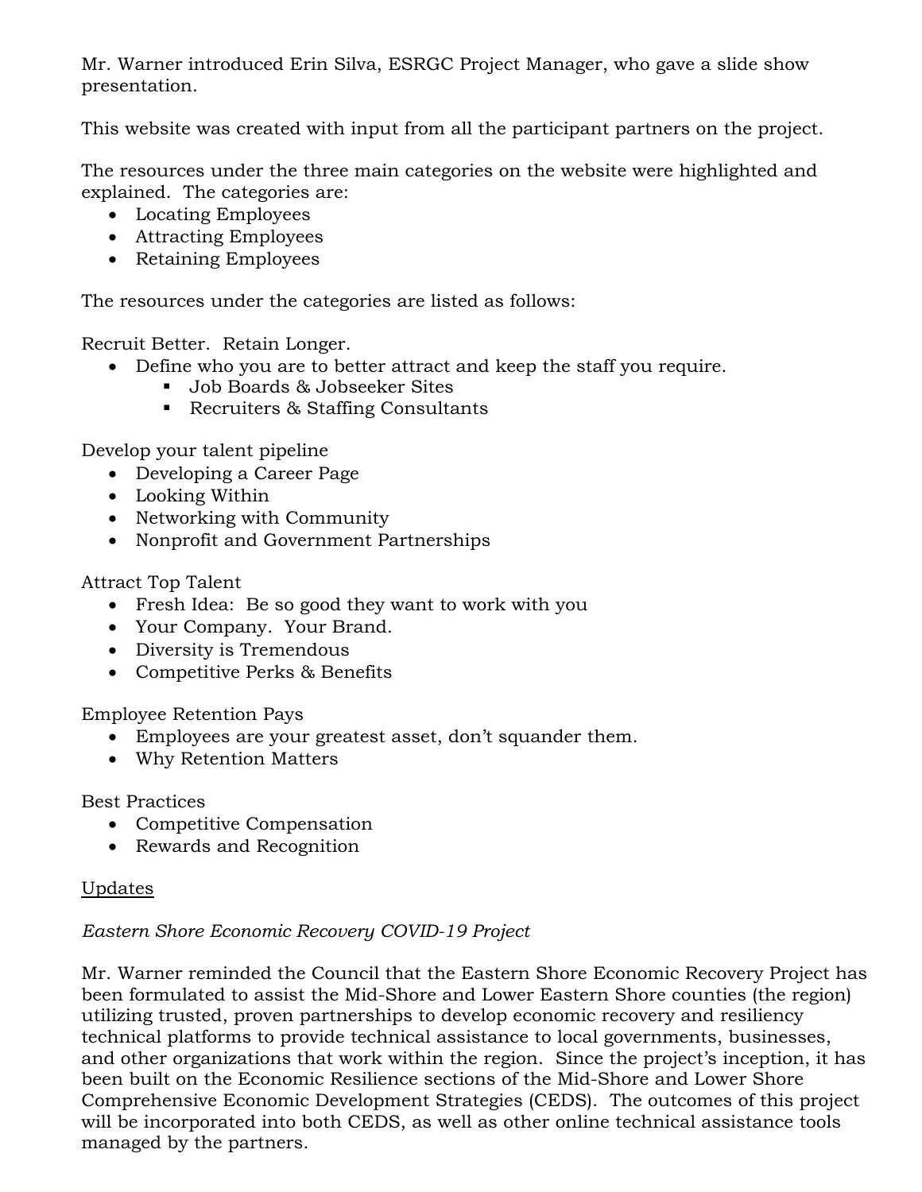Mr. Warner introduced Erin Silva, ESRGC Project Manager, who gave a slide show presentation.

This website was created with input from all the participant partners on the project.

The resources under the three main categories on the website were highlighted and explained. The categories are:

- Locating Employees
- Attracting Employees
- Retaining Employees

The resources under the categories are listed as follows:

Recruit Better. Retain Longer.

- Define who you are to better attract and keep the staff you require.
    - Job Boards & Jobseeker Sites
    - Recruiters & Staffing Consultants

Develop your talent pipeline

- Developing a Career Page
- Looking Within
- Networking with Community
- Nonprofit and Government Partnerships

Attract Top Talent

- Fresh Idea: Be so good they want to work with you
- Your Company. Your Brand.
- Diversity is Tremendous
- Competitive Perks & Benefits

Employee Retention Pays

- Employees are your greatest asset, don't squander them.
- Why Retention Matters

Best Practices

- Competitive Compensation
- Rewards and Recognition

<u>Updates</u>

*Eastern Shore Economic Recovery COVID-19 Project*

Mr. Warner reminded the Council that the Eastern Shore Economic Recovery Project has been formulated to assist the Mid-Shore and Lower Eastern Shore counties (the region) utilizing trusted, proven partnerships to develop economic recovery and resiliency technical platforms to provide technical assistance to local governments, businesses, and other organizations that work within the region. Since the project's inception, it has been built on the Economic Resilience sections of the Mid-Shore and Lower Shore Comprehensive Economic Development Strategies (CEDS). The outcomes of this project will be incorporated into both CEDS, as well as other online technical assistance tools managed by the partners.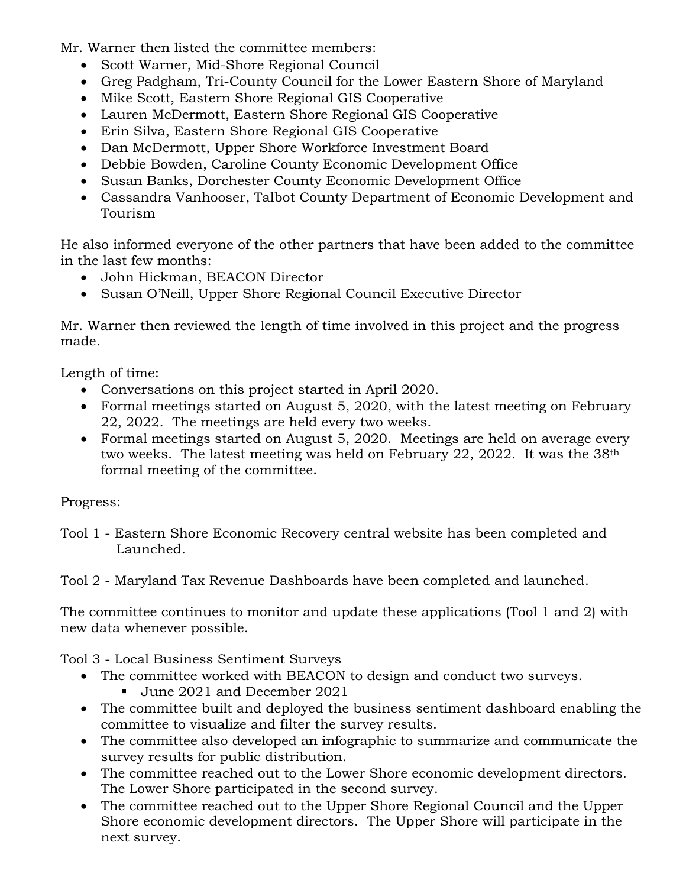Mr. Warner then listed the committee members:

- Scott Warner, Mid-Shore Regional Council
- Greg Padgham, Tri-County Council for the Lower Eastern Shore of Maryland
- Mike Scott, Eastern Shore Regional GIS Cooperative
- Lauren McDermott, Eastern Shore Regional GIS Cooperative
- Erin Silva, Eastern Shore Regional GIS Cooperative
- Dan McDermott, Upper Shore Workforce Investment Board
- Debbie Bowden, Caroline County Economic Development Office
- Susan Banks, Dorchester County Economic Development Office
- Cassandra Vanhooser, Talbot County Department of Economic Development and Tourism

He also informed everyone of the other partners that have been added to the committee in the last few months:

- John Hickman, BEACON Director
- Susan O'Neill, Upper Shore Regional Council Executive Director

Mr. Warner then reviewed the length of time involved in this project and the progress made.

Length of time:

- Conversations on this project started in April 2020.
- Formal meetings started on August 5, 2020, with the latest meeting on February 22, 2022. The meetings are held every two weeks.
- Formal meetings started on August 5, 2020. Meetings are held on average every two weeks. The latest meeting was held on February 22, 2022. It was the 38th formal meeting of the committee.

Progress:

Tool 1 - Eastern Shore Economic Recovery central website has been completed and Launched.

Tool 2 - Maryland Tax Revenue Dashboards have been completed and launched.

The committee continues to monitor and update these applications (Tool 1 and 2) with new data whenever possible.

Tool 3 - Local Business Sentiment Surveys

- The committee worked with BEACON to design and conduct two surveys.
  - June 2021 and December 2021
- The committee built and deployed the business sentiment dashboard enabling the committee to visualize and filter the survey results.
- The committee also developed an infographic to summarize and communicate the survey results for public distribution.
- The committee reached out to the Lower Shore economic development directors. The Lower Shore participated in the second survey.
- The committee reached out to the Upper Shore Regional Council and the Upper Shore economic development directors. The Upper Shore will participate in the next survey.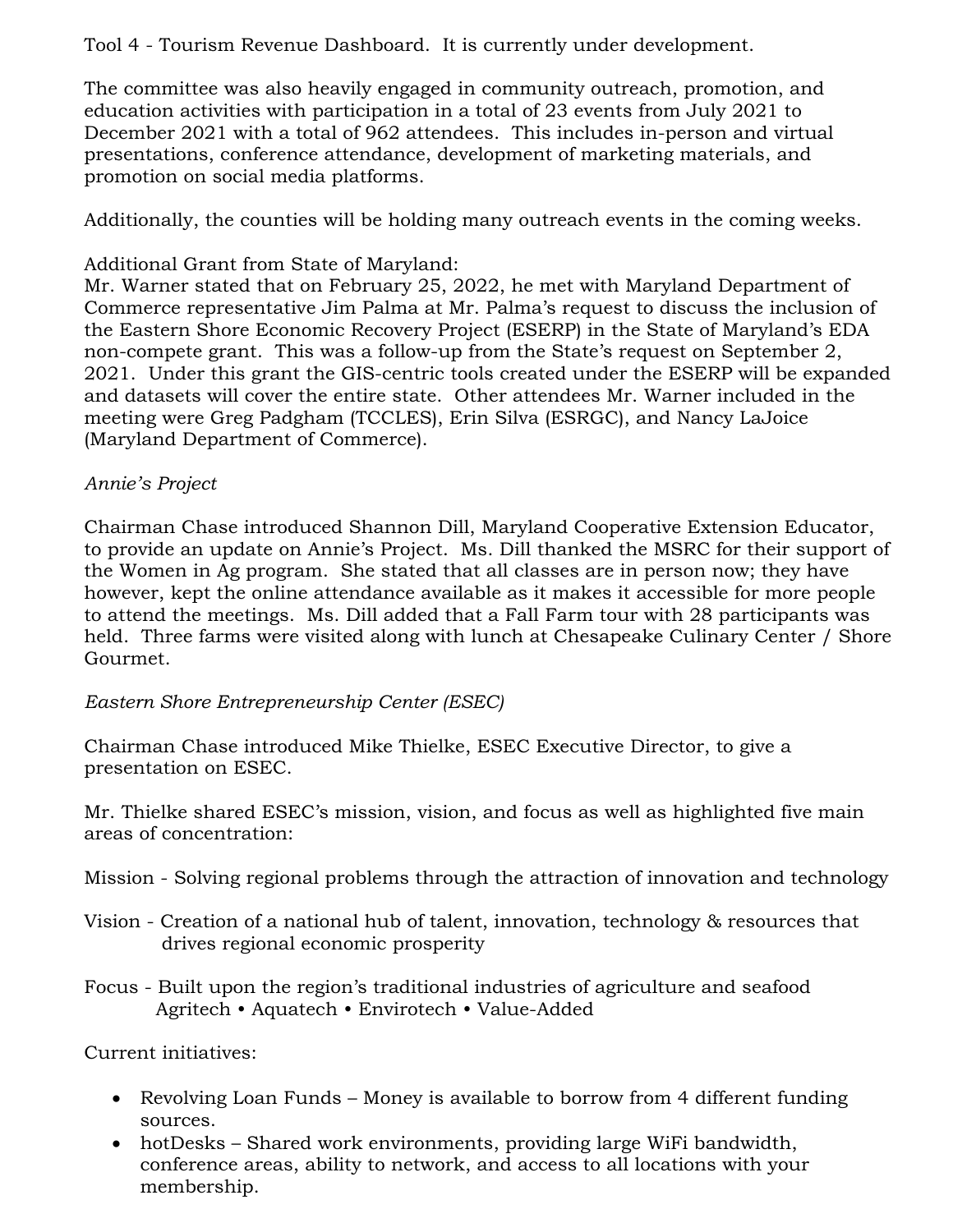Tool 4 - Tourism Revenue Dashboard. It is currently under development.

The committee was also heavily engaged in community outreach, promotion, and education activities with participation in a total of 23 events from July 2021 to December 2021 with a total of 962 attendees. This includes in-person and virtual presentations, conference attendance, development of marketing materials, and promotion on social media platforms.

Additionally, the counties will be holding many outreach events in the coming weeks.

Additional Grant from State of Maryland:
Mr. Warner stated that on February 25, 2022, he met with Maryland Department of Commerce representative Jim Palma at Mr. Palma's request to discuss the inclusion of the Eastern Shore Economic Recovery Project (ESERP) in the State of Maryland's EDA non-compete grant. This was a follow-up from the State's request on September 2, 2021. Under this grant the GIS-centric tools created under the ESERP will be expanded and datasets will cover the entire state. Other attendees Mr. Warner included in the meeting were Greg Padgham (TCCLES), Erin Silva (ESRGC), and Nancy LaJoice (Maryland Department of Commerce).

*Annie's Project*

Chairman Chase introduced Shannon Dill, Maryland Cooperative Extension Educator, to provide an update on Annie's Project. Ms. Dill thanked the MSRC for their support of the Women in Ag program. She stated that all classes are in person now; they have however, kept the online attendance available as it makes it accessible for more people to attend the meetings. Ms. Dill added that a Fall Farm tour with 28 participants was held. Three farms were visited along with lunch at Chesapeake Culinary Center / Shore Gourmet.

*Eastern Shore Entrepreneurship Center (ESEC)*

Chairman Chase introduced Mike Thielke, ESEC Executive Director, to give a presentation on ESEC.

Mr. Thielke shared ESEC's mission, vision, and focus as well as highlighted five main areas of concentration:

Mission - Solving regional problems through the attraction of innovation and technology

Vision - Creation of a national hub of talent, innovation, technology & resources that drives regional economic prosperity

Focus - Built upon the region's traditional industries of agriculture and seafood
Agritech • Aquatech • Envirotech • Value-Added

Current initiatives:

- Revolving Loan Funds – Money is available to borrow from 4 different funding sources.
- hotDesks – Shared work environments, providing large WiFi bandwidth, conference areas, ability to network, and access to all locations with your membership.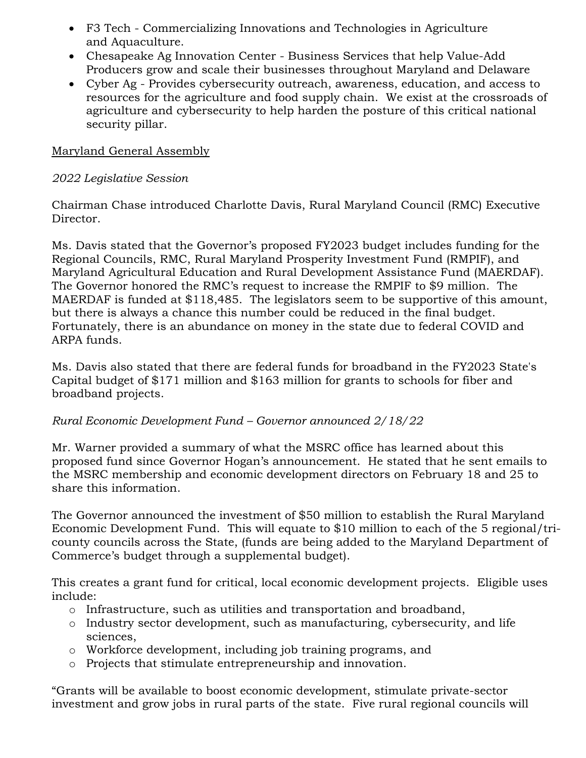- F3 Tech - Commercializing Innovations and Technologies in Agriculture and Aquaculture.
- Chesapeake Ag Innovation Center - Business Services that help Value-Add Producers grow and scale their businesses throughout Maryland and Delaware
- Cyber Ag - Provides cybersecurity outreach, awareness, education, and access to resources for the agriculture and food supply chain. We exist at the crossroads of agriculture and cybersecurity to help harden the posture of this critical national security pillar.

<u>Maryland General Assembly</u>

*2022 Legislative Session*

Chairman Chase introduced Charlotte Davis, Rural Maryland Council (RMC) Executive Director.

Ms. Davis stated that the Governor's proposed FY2023 budget includes funding for the Regional Councils, RMC, Rural Maryland Prosperity Investment Fund (RMPIF), and Maryland Agricultural Education and Rural Development Assistance Fund (MAERDAF). The Governor honored the RMC's request to increase the RMPIF to $9 million. The MAERDAF is funded at $118,485. The legislators seem to be supportive of this amount, but there is always a chance this number could be reduced in the final budget. Fortunately, there is an abundance on money in the state due to federal COVID and ARPA funds.

Ms. Davis also stated that there are federal funds for broadband in the FY2023 State's Capital budget of $171 million and $163 million for grants to schools for fiber and broadband projects.

*Rural Economic Development Fund – Governor announced 2/18/22*

Mr. Warner provided a summary of what the MSRC office has learned about this proposed fund since Governor Hogan's announcement. He stated that he sent emails to the MSRC membership and economic development directors on February 18 and 25 to share this information.

The Governor announced the investment of $50 million to establish the Rural Maryland Economic Development Fund. This will equate to $10 million to each of the 5 regional/tri-county councils across the State, (funds are being added to the Maryland Department of Commerce's budget through a supplemental budget).

This creates a grant fund for critical, local economic development projects. Eligible uses include:

- Infrastructure, such as utilities and transportation and broadband,
- Industry sector development, such as manufacturing, cybersecurity, and life sciences,
- Workforce development, including job training programs, and
- Projects that stimulate entrepreneurship and innovation.

"Grants will be available to boost economic development, stimulate private-sector investment and grow jobs in rural parts of the state. Five rural regional councils will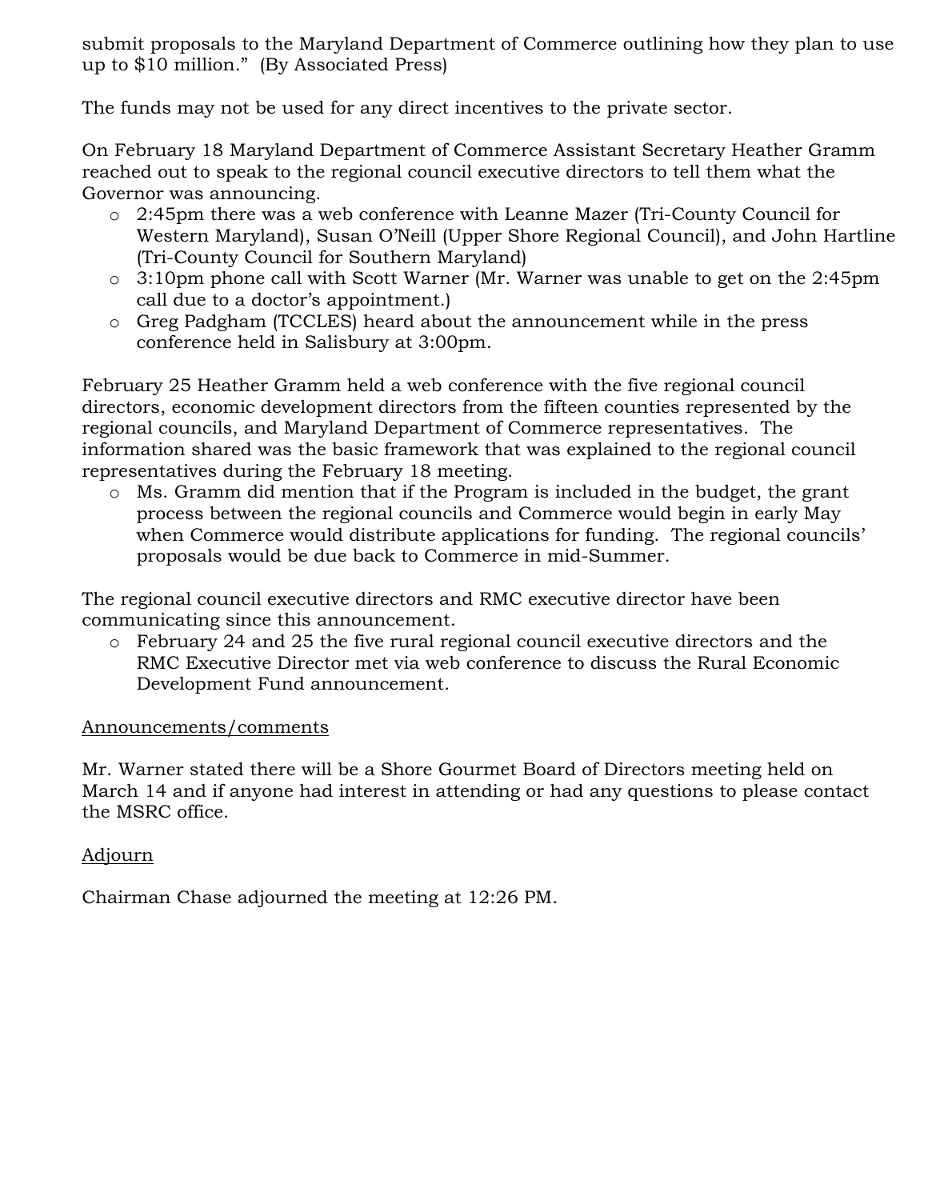submit proposals to the Maryland Department of Commerce outlining how they plan to use up to $10 million." (By Associated Press)

The funds may not be used for any direct incentives to the private sector.

On February 18 Maryland Department of Commerce Assistant Secretary Heather Gramm reached out to speak to the regional council executive directors to tell them what the Governor was announcing.

- 2:45pm there was a web conference with Leanne Mazer (Tri-County Council for Western Maryland), Susan O'Neill (Upper Shore Regional Council), and John Hartline (Tri-County Council for Southern Maryland)
- 3:10pm phone call with Scott Warner (Mr. Warner was unable to get on the 2:45pm call due to a doctor's appointment.)
- Greg Padgham (TCCLES) heard about the announcement while in the press conference held in Salisbury at 3:00pm.

February 25 Heather Gramm held a web conference with the five regional council directors, economic development directors from the fifteen counties represented by the regional councils, and Maryland Department of Commerce representatives. The information shared was the basic framework that was explained to the regional council representatives during the February 18 meeting.

- Ms. Gramm did mention that if the Program is included in the budget, the grant process between the regional councils and Commerce would begin in early May when Commerce would distribute applications for funding. The regional councils' proposals would be due back to Commerce in mid-Summer.

The regional council executive directors and RMC executive director have been communicating since this announcement.

- February 24 and 25 the five rural regional council executive directors and the RMC Executive Director met via web conference to discuss the Rural Economic Development Fund announcement.

<u>Announcements/comments</u>

Mr. Warner stated there will be a Shore Gourmet Board of Directors meeting held on March 14 and if anyone had interest in attending or had any questions to please contact the MSRC office.

<u>Adjourn</u>

Chairman Chase adjourned the meeting at 12:26 PM.